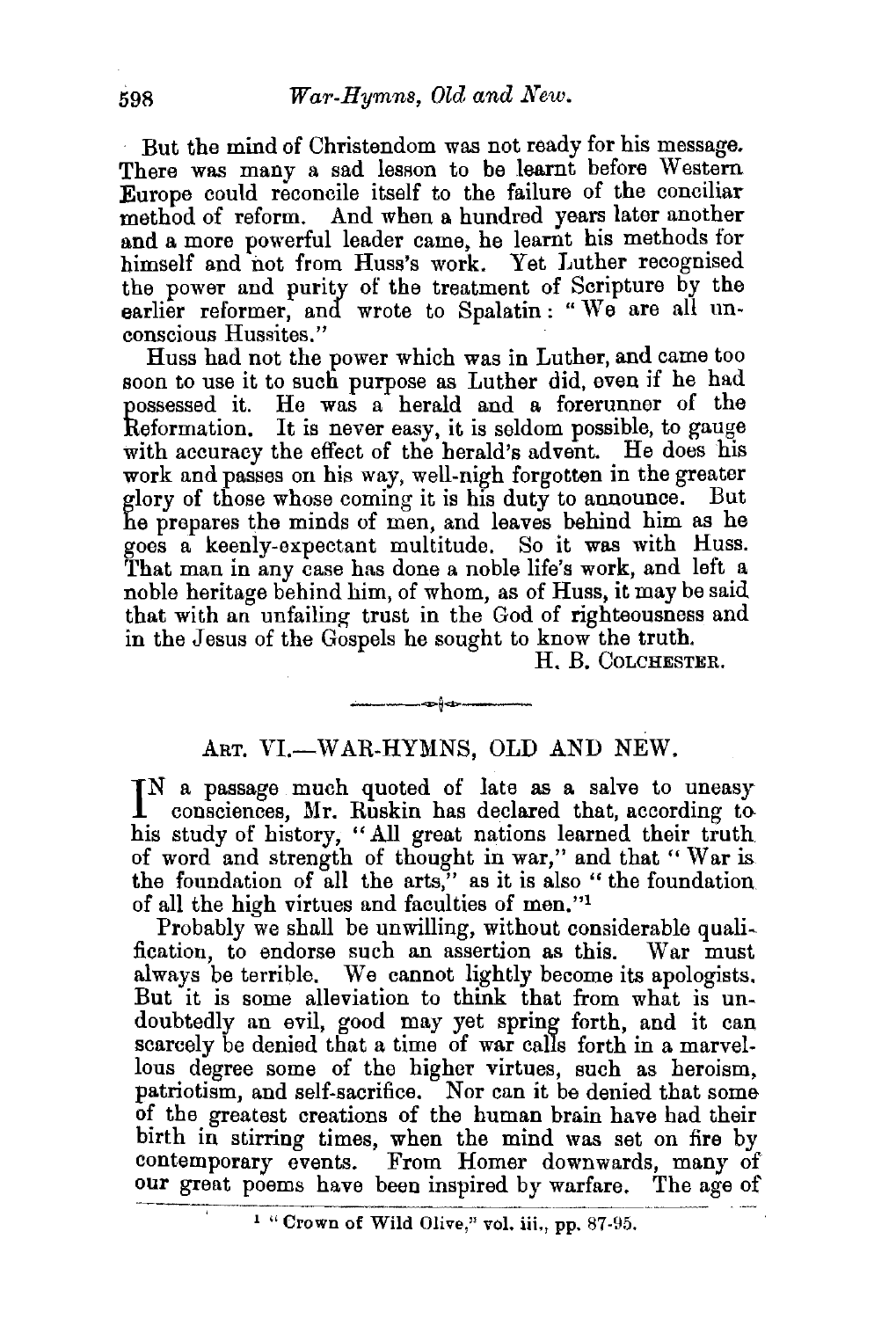But the mind of Christendom was not ready for his message. There was many a sad lesson to be learnt before Western Europe could reconcile itself to the failure of the conciliar method of reform. And when a hundred years later another and a more powerful leader came, he learnt his methods for himself and not from Huss's work. Yet Luther recognised the power and purity of the treatment of Scripture by the earlier reformer, and wrote to Spalatin: "We are all unconscious Hussites."

Huss had not the power which was in Luther, and came too soon to use it to such purpose as Luther did, even if he had possessed it. He was a herald and a forerunner of the Reformation. It is never easy, it is seldom possible, to gauge with accuracy the effect of the herald's advent. He does his work and passes on his way, well-nigh forgotten in the greater glory of those whose coming it is his duty to announce. But he prepares the minds of men, and leaves behind him as he goes a keenly-expectant multitude. So it was with Huss. That man in any case has done a noble life's work, and left a noble heritage behind him, of whom, as of Huss, it may be said that with an unfailing trust in the God of righteousness and in the Jesus of the Gospels he sought to know the truth.

H. B. COLCHESTER.

---

## ART. VI.—WAR-HYMNS, OLD AND NEW.

IN a passage much quoted of late as a salve to uneasy consciences, Mr. Ruskin has declared that, according to his study of history, "All great nations learned their truth of word and strength of thought in war," and that "War is the foundation of all the arts," as it is also "the foundation of all the high virtues and faculties of men."[1]

Probably we shall be unwilling, without considerable qualification, to endorse such an assertion as this. War must always be terrible. We cannot lightly become its apologists. But it is some alleviation to think that from what is undoubtedly an evil, good may yet spring forth, and it can scarcely be denied that a time of war calls forth in a marvellous degree some of the higher virtues, such as heroism, patriotism, and self-sacrifice. Nor can it be denied that some of the greatest creations of the human brain have had their birth in stirring times, when the mind was set on fire by contemporary events. From Homer downwards, many of our great poems have been inspired by warfare. The age of

[1] "Crown of Wild Olive," vol. iii., pp. 87-95.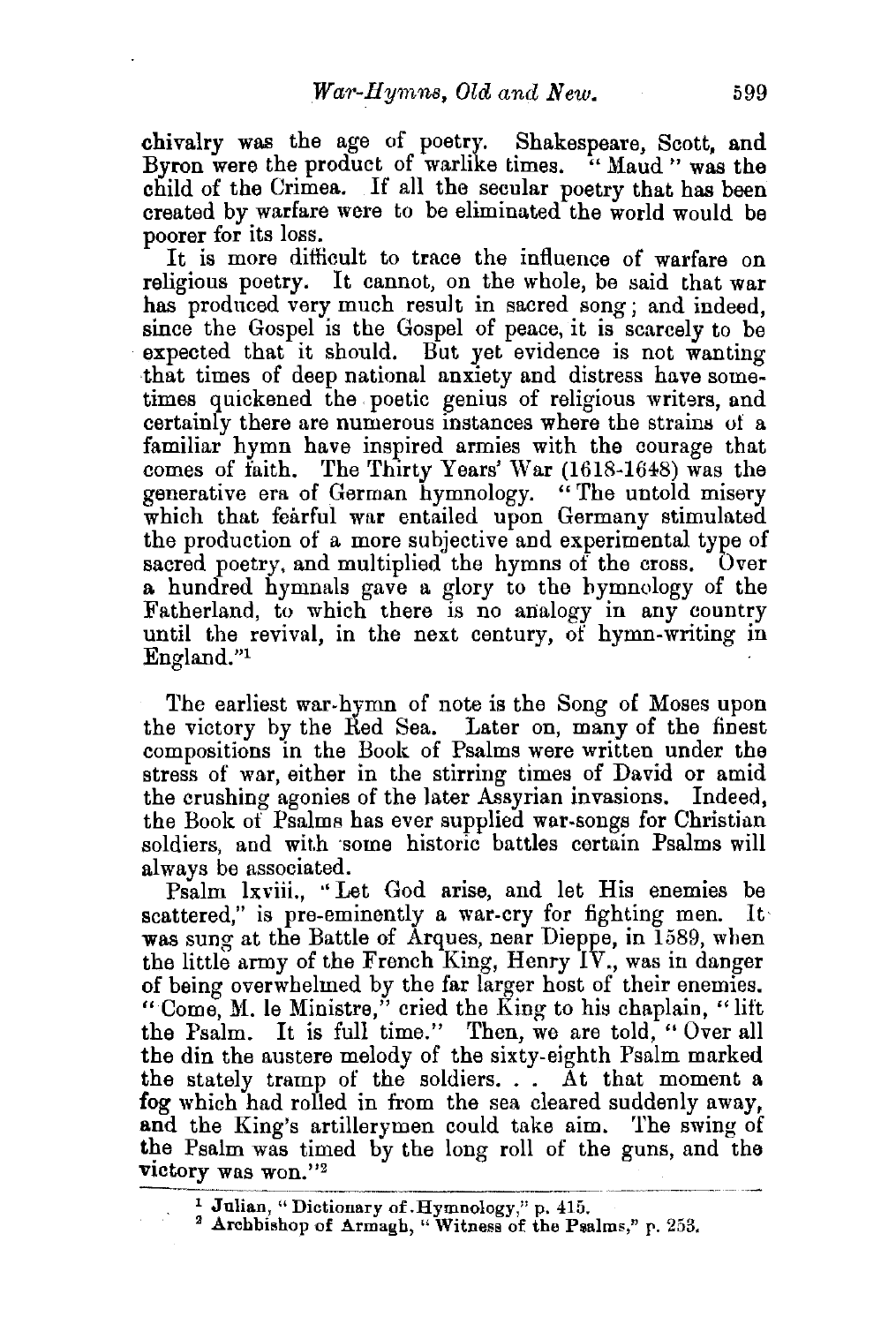chivalry was the age of poetry. Shakespeare, Scott, and Byron were the product of warlike times. "Maud" was the child of the Crimea. If all the secular poetry that has been created by warfare were to be eliminated the world would be poorer for its loss.

It is more difficult to trace the influence of warfare on religious poetry. It cannot, on the whole, be said that war has produced very much result in sacred song; and indeed, since the Gospel is the Gospel of peace, it is scarcely to be expected that it should. But yet evidence is not wanting that times of deep national anxiety and distress have sometimes quickened the poetic genius of religious writers, and certainly there are numerous instances where the strains of a familiar hymn have inspired armies with the courage that comes of faith. The Thirty Years' War (1618-1648) was the generative era of German hymnology. "The untold misery which that fearful war entailed upon Germany stimulated the production of a more subjective and experimental type of sacred poetry, and multiplied the hymns of the cross. Over a hundred hymnals gave a glory to the hymnology of the Fatherland, to which there is no analogy in any country until the revival, in the next century, of hymn-writing in England."[1]

The earliest war-hymn of note is the Song of Moses upon the victory by the Red Sea. Later on, many of the finest compositions in the Book of Psalms were written under the stress of war, either in the stirring times of David or amid the crushing agonies of the later Assyrian invasions. Indeed, the Book of Psalms has ever supplied war-songs for Christian soldiers, and with some historic battles certain Psalms will always be associated.

Psalm lxviii., "Let God arise, and let His enemies be scattered," is pre-eminently a war-cry for fighting men. It was sung at the Battle of Arques, near Dieppe, in 1589, when the little army of the French King, Henry IV., was in danger of being overwhelmed by the far larger host of their enemies. "Come, M. le Ministre," cried the King to his chaplain, "lift the Psalm. It is full time." Then, we are told, "Over all the din the austere melody of the sixty-eighth Psalm marked the stately tramp of the soldiers. . . At that moment a fog which had rolled in from the sea cleared suddenly away, and the King's artillerymen could take aim. The swing of the Psalm was timed by the long roll of the guns, and the victory was won."[2]

---

[1] Julian, "Dictionary of Hymnology," p. 415.

[2] Archbishop of Armagh, "Witness of the Psalms," p. 253.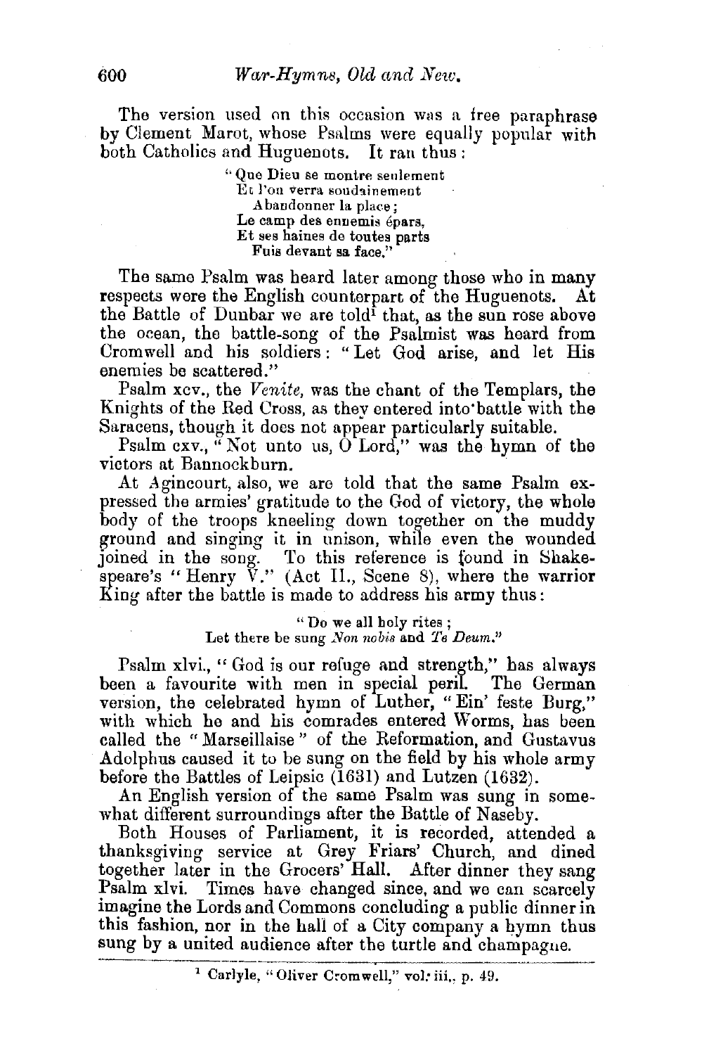The version used on this occasion was a free paraphrase by Clement Marot, whose Psalms were equally popular with both Catholics and Huguenots. It ran thus:

> "Que Dieu se montre seulement
> Et l'on verra soudainement
> Abandonner la place;
> Le camp des ennemis épars,
> Et ses haines de toutes parts
> Fuis devant sa face."

The same Psalm was heard later among those who in many respects were the English counterpart of the Huguenots. At the Battle of Dunbar we are told[1] that, as the sun rose above the ocean, the battle-song of the Psalmist was heard from Cromwell and his soldiers: "Let God arise, and let His enemies be scattered."

Psalm xcv., the *Venite*, was the chant of the Templars, the Knights of the Red Cross, as they entered into battle with the Saracens, though it does not appear particularly suitable.

Psalm cxv., "Not unto us, O Lord," was the hymn of the victors at Bannockburn.

At Agincourt, also, we are told that the same Psalm expressed the armies' gratitude to the God of victory, the whole body of the troops kneeling down together on the muddy ground and singing it in unison, while even the wounded joined in the song. To this reference is found in Shakespeare's "Henry V." (Act II., Scene 8), where the warrior King after the battle is made to address his army thus:

> "Do we all holy rites;
> Let there be sung *Non nobis* and *Te Deum*."

Psalm xlvi., "God is our refuge and strength," has always been a favourite with men in special peril. The German version, the celebrated hymn of Luther, "Ein' feste Burg," with which he and his comrades entered Worms, has been called the "Marseillaise" of the Reformation, and Gustavus Adolphus caused it to be sung on the field by his whole army before the Battles of Leipsic (1631) and Lutzen (1632).

An English version of the same Psalm was sung in somewhat different surroundings after the Battle of Naseby.

Both Houses of Parliament, it is recorded, attended a thanksgiving service at Grey Friars' Church, and dined together later in the Grocers' Hall. After dinner they sang Psalm xlvi. Times have changed since, and we can scarcely imagine the Lords and Commons concluding a public dinner in this fashion, nor in the hall of a City company a hymn thus sung by a united audience after the turtle and champagne.

---

[1] Carlyle, "Oliver Cromwell," vol. iii., p. 49.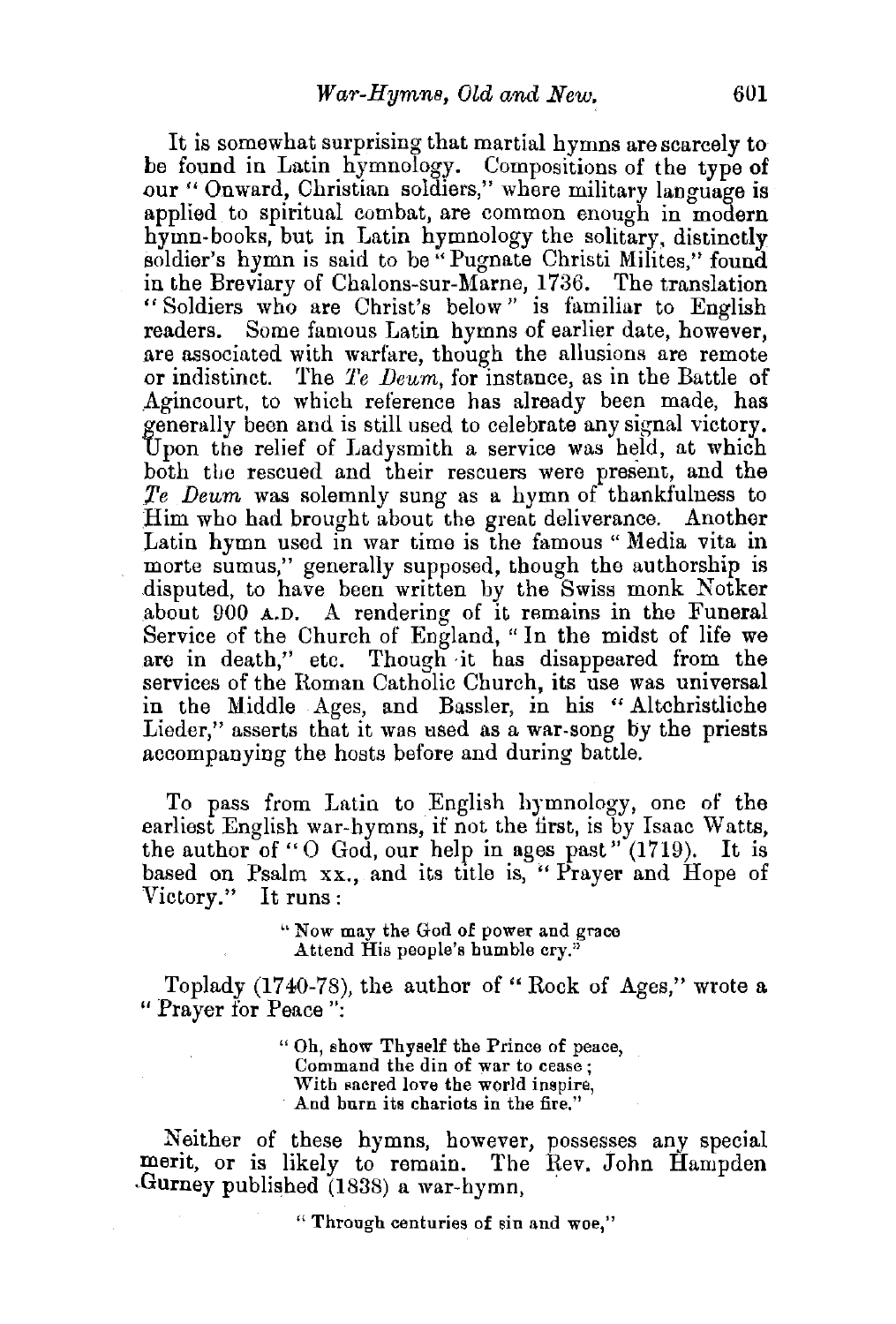It is somewhat surprising that martial hymns are scarcely to be found in Latin hymnology. Compositions of the type of our "Onward, Christian soldiers," where military language is applied to spiritual combat, are common enough in modern hymn-books, but in Latin hymnology the solitary, distinctly soldier's hymn is said to be "Pugnate Christi Milites," found in the Breviary of Chalons-sur-Marne, 1736. The translation "Soldiers who are Christ's below" is familiar to English readers. Some famous Latin hymns of earlier date, however, are associated with warfare, though the allusions are remote or indistinct. The *Te Deum*, for instance, as in the Battle of Agincourt, to which reference has already been made, has generally been and is still used to celebrate any signal victory. Upon the relief of Ladysmith a service was held, at which both the rescued and their rescuers were present, and the *Te Deum* was solemnly sung as a hymn of thankfulness to Him who had brought about the great deliverance. Another Latin hymn used in war time is the famous "Media vita in morte sumus," generally supposed, though the authorship is disputed, to have been written by the Swiss monk Notker about 900 A.D. A rendering of it remains in the Funeral Service of the Church of England, "In the midst of life we are in death," etc. Though it has disappeared from the services of the Roman Catholic Church, its use was universal in the Middle Ages, and Bassler, in his "Altchristliche Lieder," asserts that it was used as a war-song by the priests accompanying the hosts before and during battle.

To pass from Latin to English hymnology, one of the earliest English war-hymns, if not the first, is by Isaac Watts, the author of "O God, our help in ages past" (1719). It is based on Psalm xx., and its title is, "Prayer and Hope of Victory." It runs:

> "Now may the God of power and grace
> Attend His people's humble cry."

Toplady (1740-78), the author of "Rock of Ages," wrote a "Prayer for Peace":

> "Oh, show Thyself the Prince of peace,
> Command the din of war to cease;
> With sacred love the world inspire,
> And burn its chariots in the fire."

Neither of these hymns, however, possesses any special merit, or is likely to remain. The Rev. John Hampden Gurney published (1838) a war-hymn,

> "Through centuries of sin and woe,"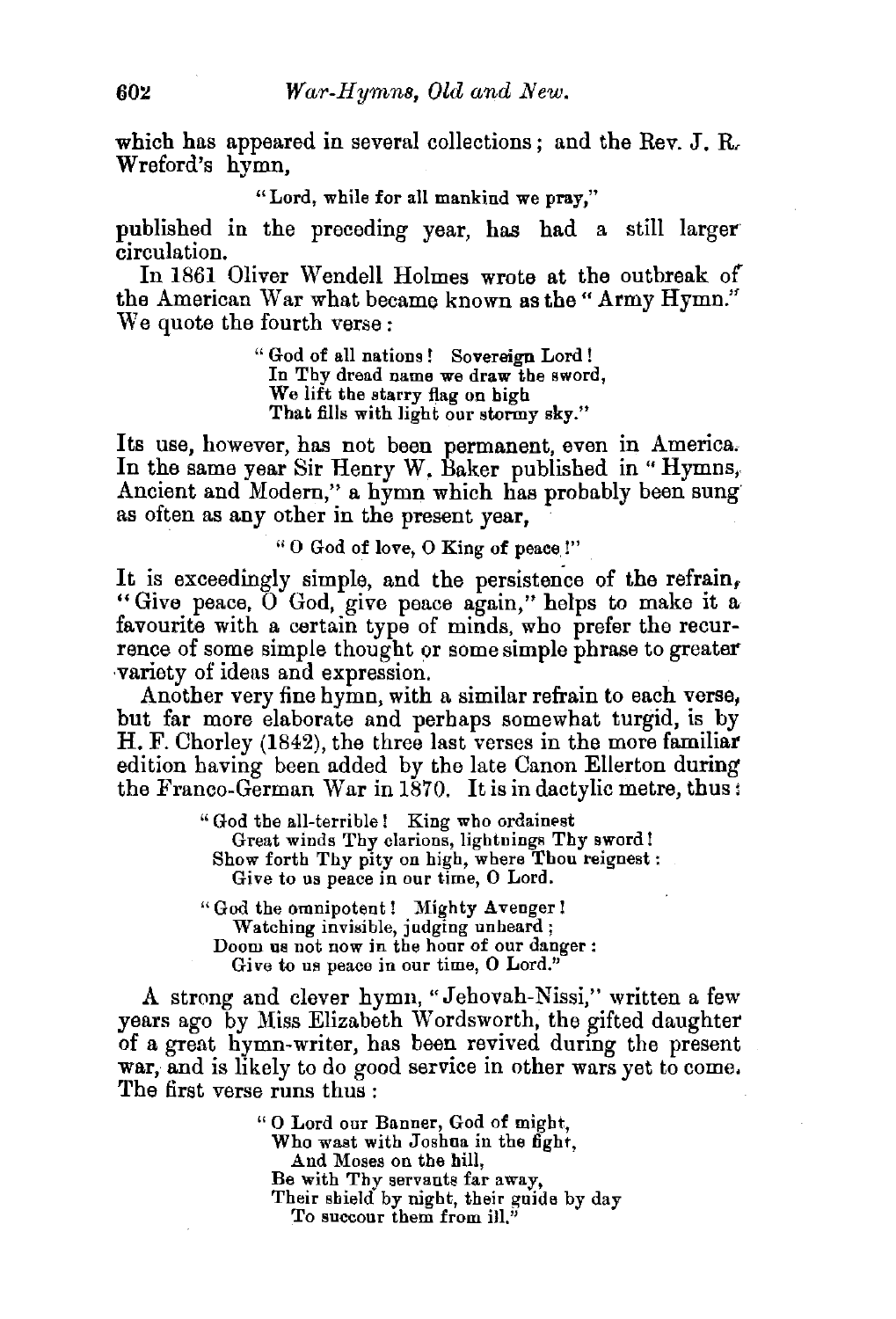which has appeared in several collections; and the Rev. J. R. Wreford's hymn,

> "Lord, while for all mankind we pray,"

published in the preceding year, has had a still larger circulation.

In 1861 Oliver Wendell Holmes wrote at the outbreak of the American War what became known as the "Army Hymn." We quote the fourth verse:

> "God of all nations! Sovereign Lord!
> In Thy dread name we draw the sword,
> We lift the starry flag on high
> That fills with light our stormy sky."

Its use, however, has not been permanent, even in America. In the same year Sir Henry W. Baker published in "Hymns, Ancient and Modern," a hymn which has probably been sung as often as any other in the present year,

> "O God of love, O King of peace!"

It is exceedingly simple, and the persistence of the refrain, "Give peace, O God, give peace again," helps to make it a favourite with a certain type of minds, who prefer the recurrence of some simple thought or some simple phrase to greater variety of ideas and expression.

Another very fine hymn, with a similar refrain to each verse, but far more elaborate and perhaps somewhat turgid, is by H. F. Chorley (1842), the three last verses in the more familiar edition having been added by the late Canon Ellerton during the Franco-German War in 1870. It is in dactylic metre, thus:

> "God the all-terrible! King who ordainest
> Great winds Thy clarions, lightnings Thy sword!
> Show forth Thy pity on high, where Thou reignest:
> Give to us peace in our time, O Lord.
>
> "God the omnipotent! Mighty Avenger!
> Watching invisible, judging unheard;
> Doom us not now in the hour of our danger:
> Give to us peace in our time, O Lord."

A strong and clever hymn, "Jehovah-Nissi," written a few years ago by Miss Elizabeth Wordsworth, the gifted daughter of a great hymn-writer, has been revived during the present war, and is likely to do good service in other wars yet to come. The first verse runs thus:

> "O Lord our Banner, God of might,
> Who wast with Joshua in the fight,
> And Moses on the hill,
> Be with Thy servants far away,
> Their shield by night, their guide by day
> To succour them from ill."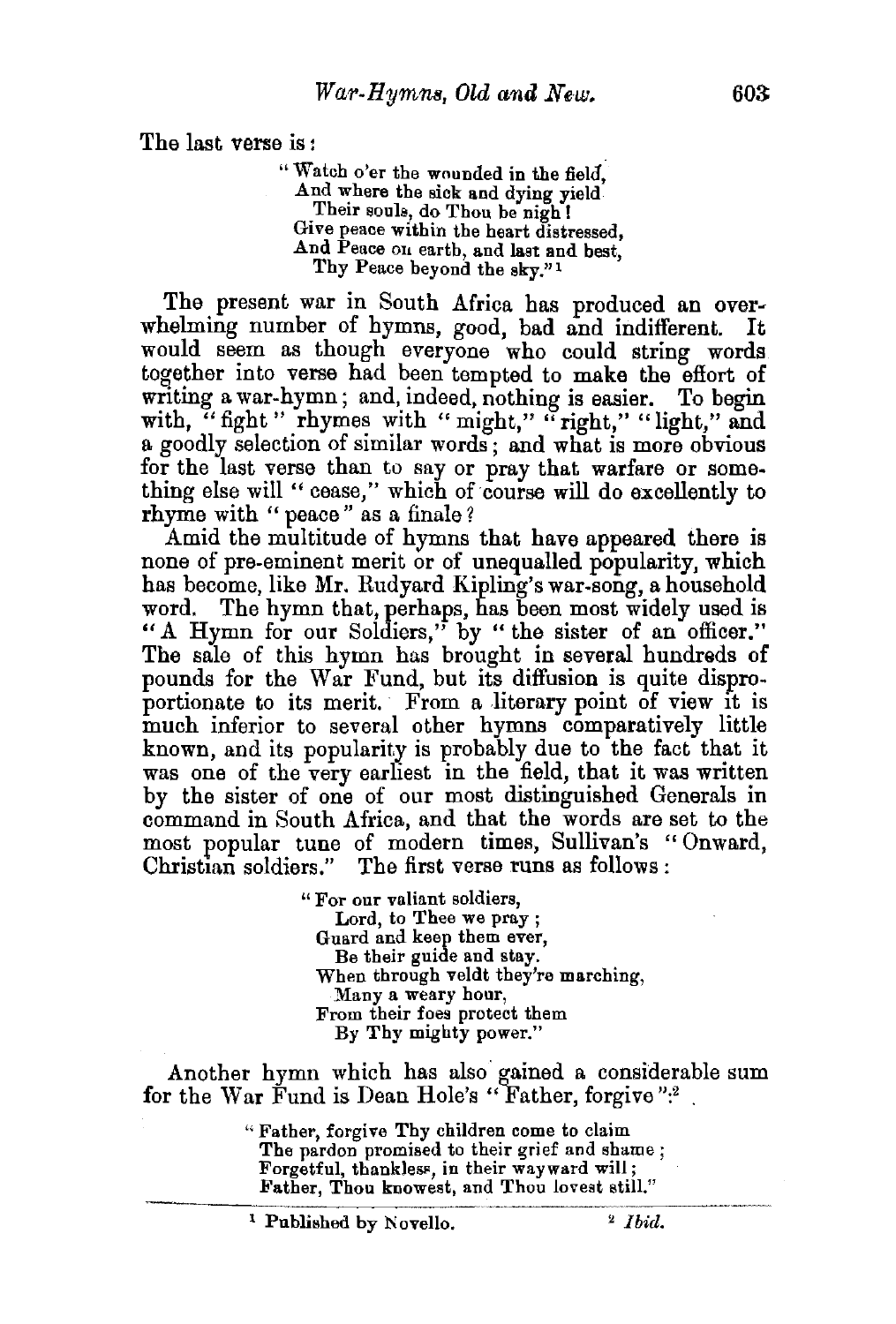The last verse is:

> "Watch o'er the wounded in the field,
> And where the sick and dying yield
> Their souls, do Thou be nigh!
> Give peace within the heart distressed,
> And Peace on earth, and last and best,
> Thy Peace beyond the sky."[1]

The present war in South Africa has produced an overwhelming number of hymns, good, bad and indifferent. It would seem as though everyone who could string words together into verse had been tempted to make the effort of writing a war-hymn; and, indeed, nothing is easier. To begin with, "fight" rhymes with "might," "right," "light," and a goodly selection of similar words; and what is more obvious for the last verse than to say or pray that warfare or something else will "cease," which of course will do excellently to rhyme with "peace" as a finale?

Amid the multitude of hymns that have appeared there is none of pre-eminent merit or of unequalled popularity, which has become, like Mr. Rudyard Kipling's war-song, a household word. The hymn that, perhaps, has been most widely used is "A Hymn for our Soldiers," by "the sister of an officer." The sale of this hymn has brought in several hundreds of pounds for the War Fund, but its diffusion is quite disproportionate to its merit. From a literary point of view it is much inferior to several other hymns comparatively little known, and its popularity is probably due to the fact that it was one of the very earliest in the field, that it was written by the sister of one of our most distinguished Generals in command in South Africa, and that the words are set to the most popular tune of modern times, Sullivan's "Onward, Christian soldiers." The first verse runs as follows:

> "For our valiant soldiers,
> Lord, to Thee we pray;
> Guard and keep them ever,
> Be their guide and stay.
> When through veldt they're marching,
> Many a weary hour,
> From their foes protect them
> By Thy mighty power."

Another hymn which has also gained a considerable sum for the War Fund is Dean Hole's "Father, forgive":[2]

> "Father, forgive Thy children come to claim
> The pardon promised to their grief and shame;
> Forgetful, thankless, in their wayward will;
> Father, Thou knowest, and Thou lovest still."

---

[1] Published by Novello. [2] *Ibid.*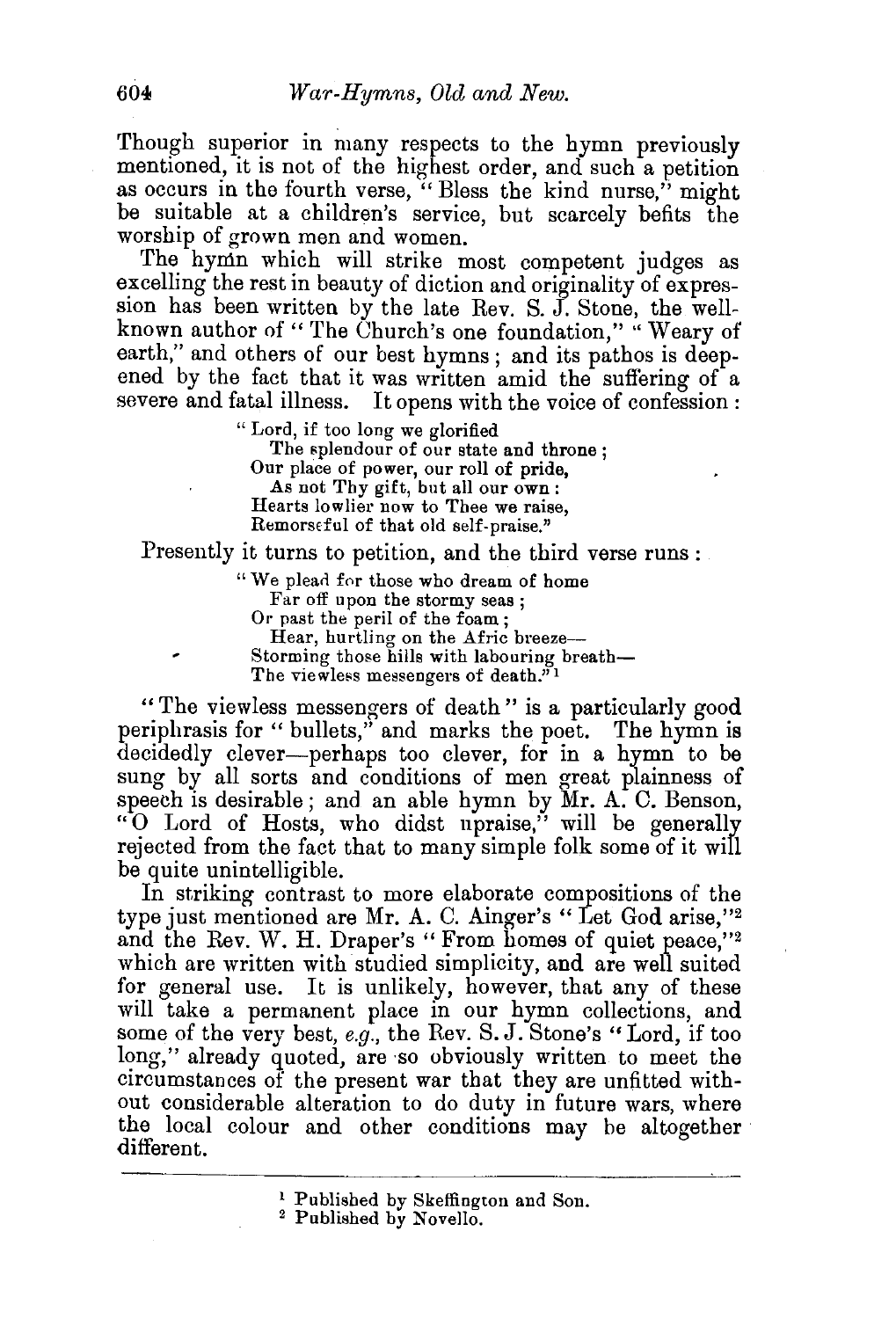Though superior in many respects to the hymn previously mentioned, it is not of the highest order, and such a petition as occurs in the fourth verse, "Bless the kind nurse," might be suitable at a children's service, but scarcely befits the worship of grown men and women.

The hymn which will strike most competent judges as excelling the rest in beauty of diction and originality of expression has been written by the late Rev. S. J. Stone, the well-known author of "The Church's one foundation," "Weary of earth," and others of our best hymns; and its pathos is deepened by the fact that it was written amid the suffering of a severe and fatal illness. It opens with the voice of confession:

> "Lord, if too long we glorified
> The splendour of our state and throne;
> Our place of power, our roll of pride,
> As not Thy gift, but all our own:
> Hearts lowlier now to Thee we raise,
> Remorseful of that old self-praise."

Presently it turns to petition, and the third verse runs:

> "We plead for those who dream of home
> Far off upon the stormy seas;
> Or past the peril of the foam;
> Hear, hurtling on the Afric breeze—
> Storming those hills with labouring breath—
> The viewless messengers of death."[1]

"The viewless messengers of death" is a particularly good periphrasis for "bullets," and marks the poet. The hymn is decidedly clever—perhaps too clever, for in a hymn to be sung by all sorts and conditions of men great plainness of speech is desirable; and an able hymn by Mr. A. C. Benson, "O Lord of Hosts, who didst upraise," will be generally rejected from the fact that to many simple folk some of it will be quite unintelligible.

In striking contrast to more elaborate compositions of the type just mentioned are Mr. A. C. Ainger's "Let God arise,"[2] and the Rev. W. H. Draper's "From homes of quiet peace,"[2] which are written with studied simplicity, and are well suited for general use. It is unlikely, however, that any of these will take a permanent place in our hymn collections, and some of the very best, *e.g.*, the Rev. S. J. Stone's "Lord, if too long," already quoted, are so obviously written to meet the circumstances of the present war that they are unfitted without considerable alteration to do duty in future wars, where the local colour and other conditions may be altogether different.

---

[1] Published by Skeffington and Son.

[2] Published by Novello.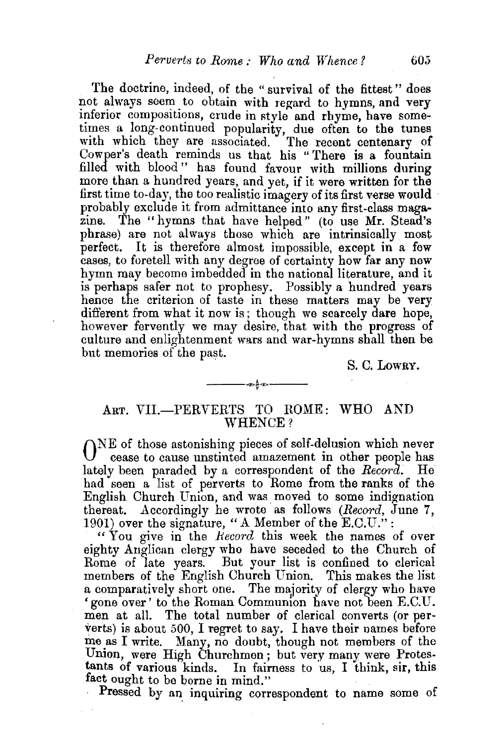The doctrine, indeed, of the "survival of the fittest" does not always seem to obtain with regard to hymns, and very inferior compositions, crude in style and rhyme, have sometimes a long-continued popularity, due often to the tunes with which they are associated. The recent centenary of Cowper's death reminds us that his "There is a fountain filled with blood" has found favour with millions during more than a hundred years, and yet, if it were written for the first time to-day, the too realistic imagery of its first verse would probably exclude it from admittance into any first-class magazine. The "hymns that have helped" (to use Mr. Stead's phrase) are not always those which are intrinsically most perfect. It is therefore almost impossible, except in a few cases, to foretell with any degree of certainty how far any new hymn may become imbedded in the national literature, and it is perhaps safer not to prophesy. Possibly a hundred years hence the criterion of taste in these matters may be very different from what it now is; though we scarcely dare hope, however fervently we may desire, that with the progress of culture and enlightenment wars and war-hymns shall then be but memories of the past.

S. C. LOWRY.

---

## ART. VII.—PERVERTS TO ROME: WHO AND WHENCE?

ONE of those astonishing pieces of self-delusion which never cease to cause unstinted amazement in other people has lately been paraded by a correspondent of the *Record*. He had seen a list of perverts to Rome from the ranks of the English Church Union, and was moved to some indignation thereat. Accordingly he wrote as follows (*Record*, June 7, 1901) over the signature, "A Member of the E.C.U.":

"You give in the *Record* this week the names of over eighty Anglican clergy who have seceded to the Church of Rome of late years. But your list is confined to clerical members of the English Church Union. This makes the list a comparatively short one. The majority of clergy who have 'gone over' to the Roman Communion have not been E.C.U. men at all. The total number of clerical converts (or perverts) is about 500, I regret to say. I have their names before me as I write. Many, no doubt, though not members of the Union, were High Churchmen; but very many were Protestants of various kinds. In fairness to us, I think, sir, this fact ought to be borne in mind."

Pressed by an inquiring correspondent to name some of